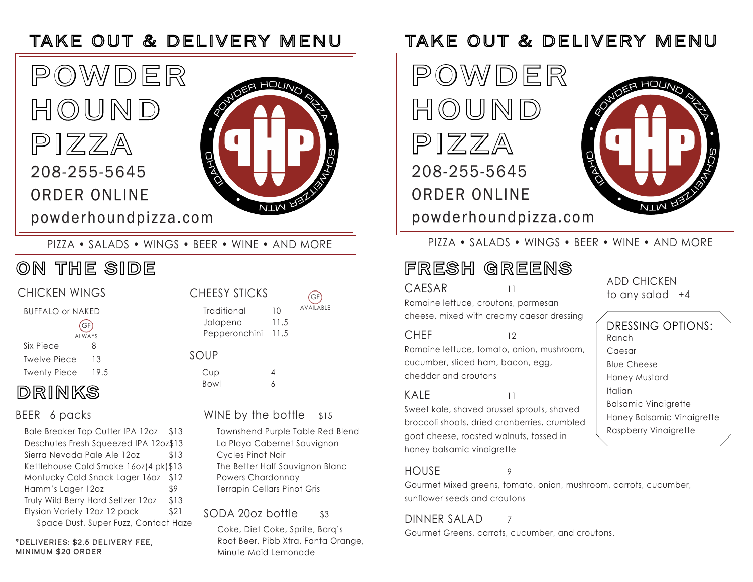# TAKE OUT & DELIVERY MENU

# POWDER HOUND PIZZA

208-255-5645

ORDER ONLINE

powderhoundpizza.com

PIZZA • SALADS • WINGS • BEER • WINE • AND MORE

## ON THE SIDE

### CHICKEN WINGS

BUFFALO or NAKED

GF ALWAYS

| | |
|---|---|
| Six Piece | 8 |
| Twelve Piece | 13 |
| Twenty Piece | 19.5 |

### CHEESY STICKS

GF AVAILABLE

| | |
|---|---|
| Traditional | 10 |
| Jalapeno | 11.5 |
| Pepperonchini | 11.5 |

### SOUP

| | |
|---|---|
| Cup | 4 |
| Bowl | 6 |

## DRINKS

### BEER 6 packs

| | |
|---|---|
| Bale Breaker Top Cutter IPA 12oz | $13 |
| Deschutes Fresh Squeezed IPA 12oz | $13 |
| Sierra Nevada Pale Ale 12oz | $13 |
| Kettlehouse Cold Smoke 16oz(4 pk) | $13 |
| Montucky Cold Snack Lager 16oz | $12 |
| Hamm's Lager 12oz | $9 |
| Truly Wild Berry Hard Seltzer 12oz | $13 |
| Elysian Variety 12oz 12 pack | $21 |

Space Dust, Super Fuzz, Contact Haze

### WINE by the bottle $15

- Townshend Purple Table Red Blend
- La Playa Cabernet Sauvignon
- Cycles Pinot Noir
- The Better Half Sauvignon Blanc
- Powers Chardonnay
- Terrapin Cellars Pinot Gris

### SODA 20oz bottle $3

Coke, Diet Coke, Sprite, Barq's Root Beer, Pibb Xtra, Fanta Orange, Minute Maid Lemonade

*DELIVERIES: $2.5 DELIVERY FEE, MINIMUM $20 ORDER

# TAKE OUT & DELIVERY MENU

# POWDER HOUND PIZZA

208-255-5645

ORDER ONLINE

powderhoundpizza.com

PIZZA • SALADS • WINGS • BEER • WINE • AND MORE

## FRESH GREENS

### CAESAR 11

Romaine lettuce, croutons, parmesan cheese, mixed with creamy caesar dressing

### CHEF 12

Romaine lettuce, tomato, onion, mushroom, cucumber, sliced ham, bacon, egg, cheddar and croutons

### KALE 11

Sweet kale, shaved brussel sprouts, shaved broccoli shoots, dried cranberries, crumbled goat cheese, roasted walnuts, tossed in honey balsamic vinaigrette

### HOUSE 9

Gourmet Mixed greens, tomato, onion, mushroom, carrots, cucumber, sunflower seeds and croutons

### DINNER SALAD 7

Gourmet Greens, carrots, cucumber, and croutons.

ADD CHICKEN to any salad +4

### DRESSING OPTIONS:

- Ranch
- Caesar
- Blue Cheese
- Honey Mustard
- Italian
- Balsamic Vinaigrette
- Honey Balsamic Vinaigrette
- Raspberry Vinaigrette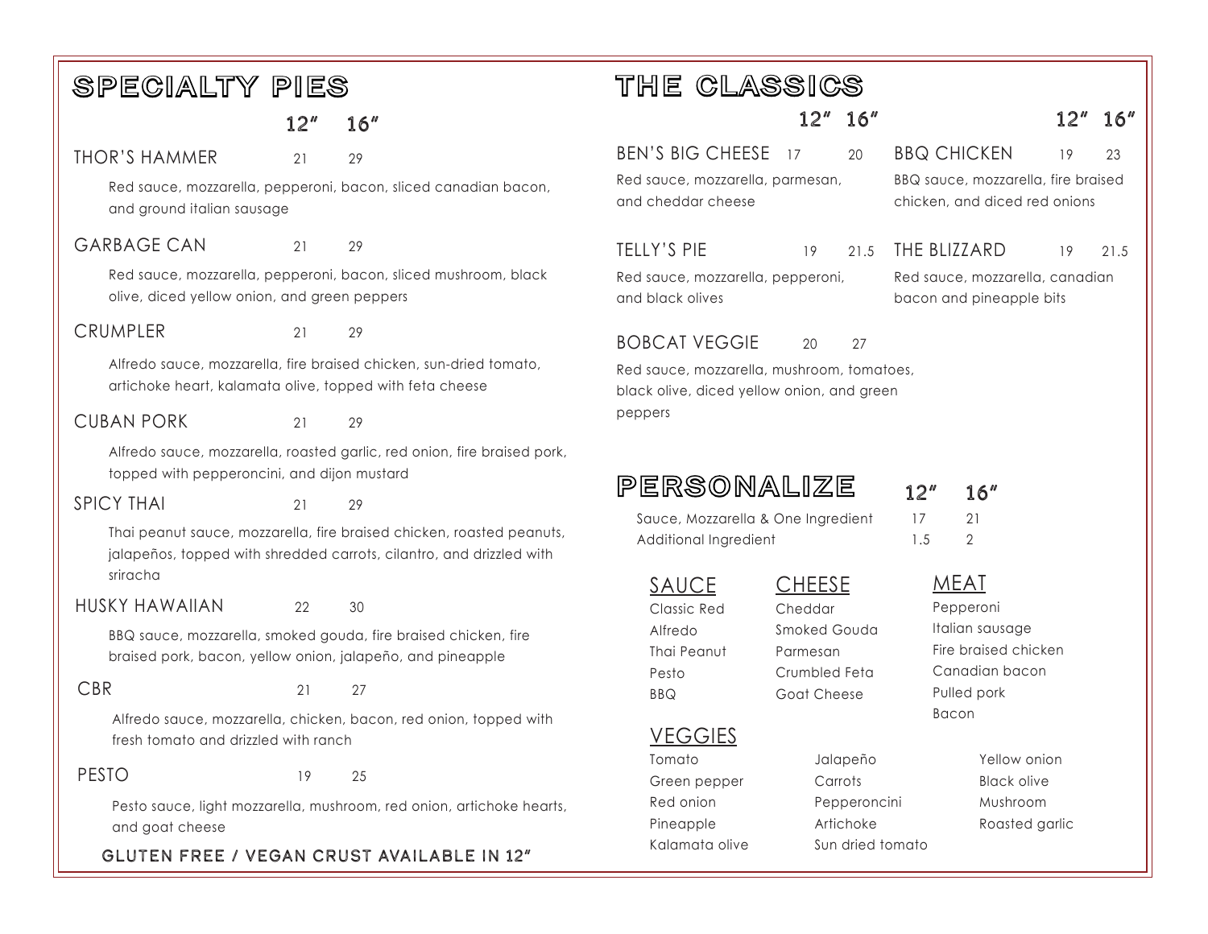# SPECIALTY PIES

| | 12" | 16" |
|---|---|---|
| THOR'S HAMMER | 21 | 29 |
| GARBAGE CAN | 21 | 29 |
| CRUMPLER | 21 | 29 |
| CUBAN PORK | 21 | 29 |
| SPICY THAI | 21 | 29 |
| HUSKY HAWAIIAN | 22 | 30 |
| CBR | 21 | 27 |
| PESTO | 19 | 25 |

**THOR'S HAMMER** 21 29

Red sauce, mozzarella, pepperoni, bacon, sliced canadian bacon, and ground italian sausage

**GARBAGE CAN** 21 29

Red sauce, mozzarella, pepperoni, bacon, sliced mushroom, black olive, diced yellow onion, and green peppers

**CRUMPLER** 21 29

Alfredo sauce, mozzarella, fire braised chicken, sun-dried tomato, artichoke heart, kalamata olive, topped with feta cheese

**CUBAN PORK** 21 29

Alfredo sauce, mozzarella, roasted garlic, red onion, fire braised pork, topped with pepperoncini, and dijon mustard

**SPICY THAI** 21 29

Thai peanut sauce, mozzarella, fire braised chicken, roasted peanuts, jalapeños, topped with shredded carrots, cilantro, and drizzled with sriracha

**HUSKY HAWAIIAN** 22 30

BBQ sauce, mozzarella, smoked gouda, fire braised chicken, fire braised pork, bacon, yellow onion, jalapeño, and pineapple

**CBR** 21 27

Alfredo sauce, mozzarella, chicken, bacon, red onion, topped with fresh tomato and drizzled with ranch

**PESTO** 19 25

Pesto sauce, light mozzarella, mushroom, red onion, artichoke hearts, and goat cheese

GLUTEN FREE / VEGAN CRUST AVAILABLE IN 12"

# THE CLASSICS

12" 16"

**BEN'S BIG CHEESE** 17 20

Red sauce, mozzarella, parmesan, and cheddar cheese

**TELLY'S PIE** 19 21.5

Red sauce, mozzarella, pepperoni, and black olives

**BOBCAT VEGGIE** 20 27

Red sauce, mozzarella, mushroom, tomatoes, black olive, diced yellow onion, and green peppers

**BBQ CHICKEN** 19 23

BBQ sauce, mozzarella, fire braised chicken, and diced red onions

**THE BLIZZARD** 19 21.5

Red sauce, mozzarella, canadian bacon and pineapple bits

# PERSONALIZE

| | 12" | 16" |
|---|---|---|
| Sauce, Mozzarella & One Ingredient | 17 | 21 |
| Additional Ingredient | 1.5 | 2 |

## SAUCE

- Classic Red
- Alfredo
- Thai Peanut
- Pesto
- BBQ

## CHEESE

- Cheddar
- Smoked Gouda
- Parmesan
- Crumbled Feta
- Goat Cheese

## MEAT

- Pepperoni
- Italian sausage
- Fire braised chicken
- Canadian bacon
- Pulled pork
- Bacon

## VEGGIES

- Tomato
- Green pepper
- Red onion
- Pineapple
- Kalamata olive
- Jalapeño
- Carrots
- Pepperoncini
- Artichoke
- Sun dried tomato
- Yellow onion
- Black olive
- Mushroom
- Roasted garlic